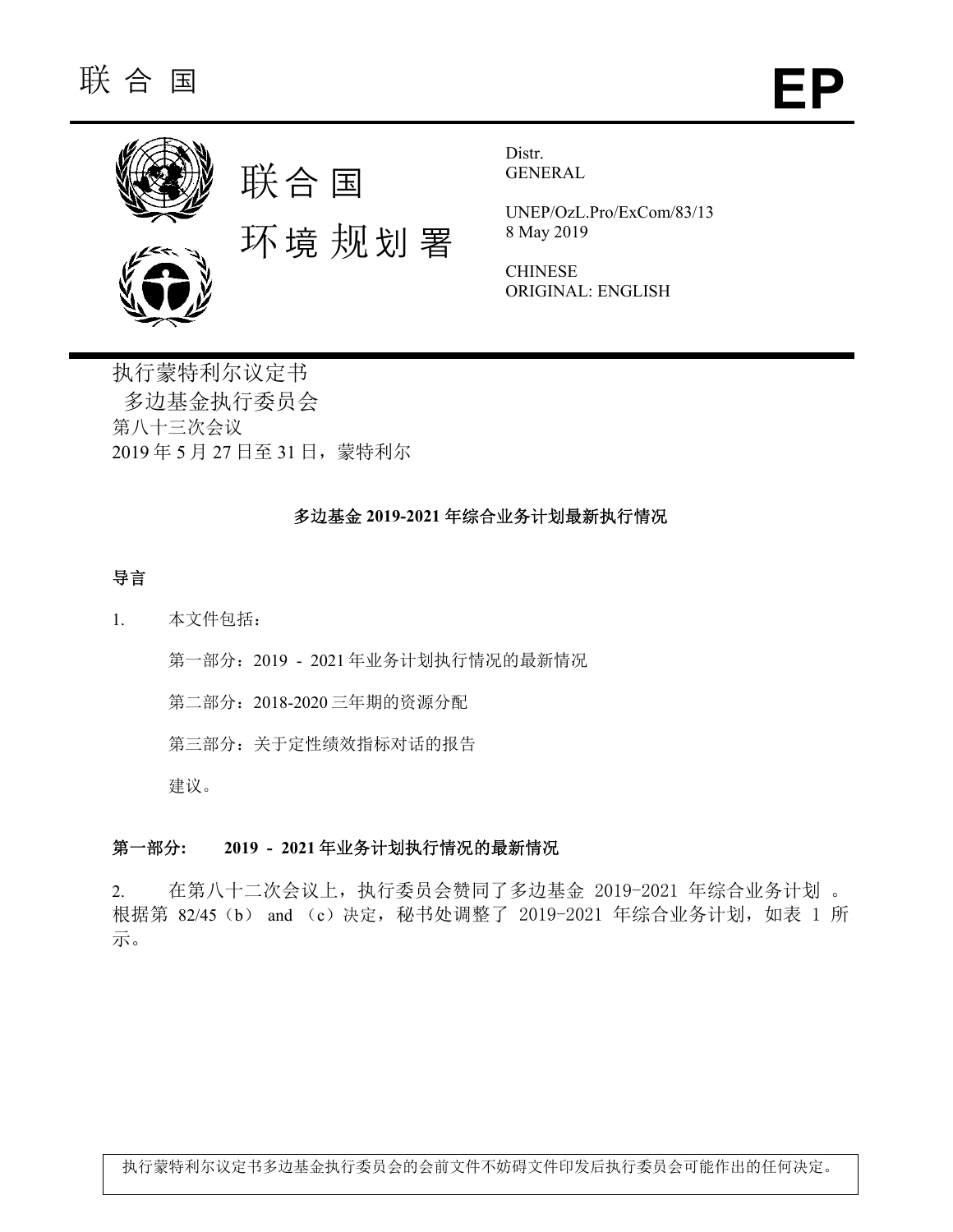联 合 国 **EP**

联合国
环境规划署

Distr.
GENERAL

UNEP/OzL.Pro/ExCom/83/13
8 May 2019

CHINESE
ORIGINAL: ENGLISH

执行蒙特利尔议定书
多边基金执行委员会
第八十三次会议
2019 年 5 月 27 日至 31 日，蒙特利尔

**多边基金 2019-2021 年综合业务计划最新执行情况**

**导言**

1. 本文件包括：

第一部分：2019 - 2021 年业务计划执行情况的最新情况

第二部分：2018-2020 三年期的资源分配

第三部分：关于定性绩效指标对话的报告

建议。

**第一部分: 2019 - 2021 年业务计划执行情况的最新情况**

2. 在第八十二次会议上，执行委员会赞同了多边基金 2019-2021 年综合业务计划 。根据第 82/45（b） and （c）决定，秘书处调整了 2019-2021 年综合业务计划，如表 1 所示。

执行蒙特利尔议定书多边基金执行委员会的会前文件不妨碍文件印发后执行委员会可能作出的任何决定。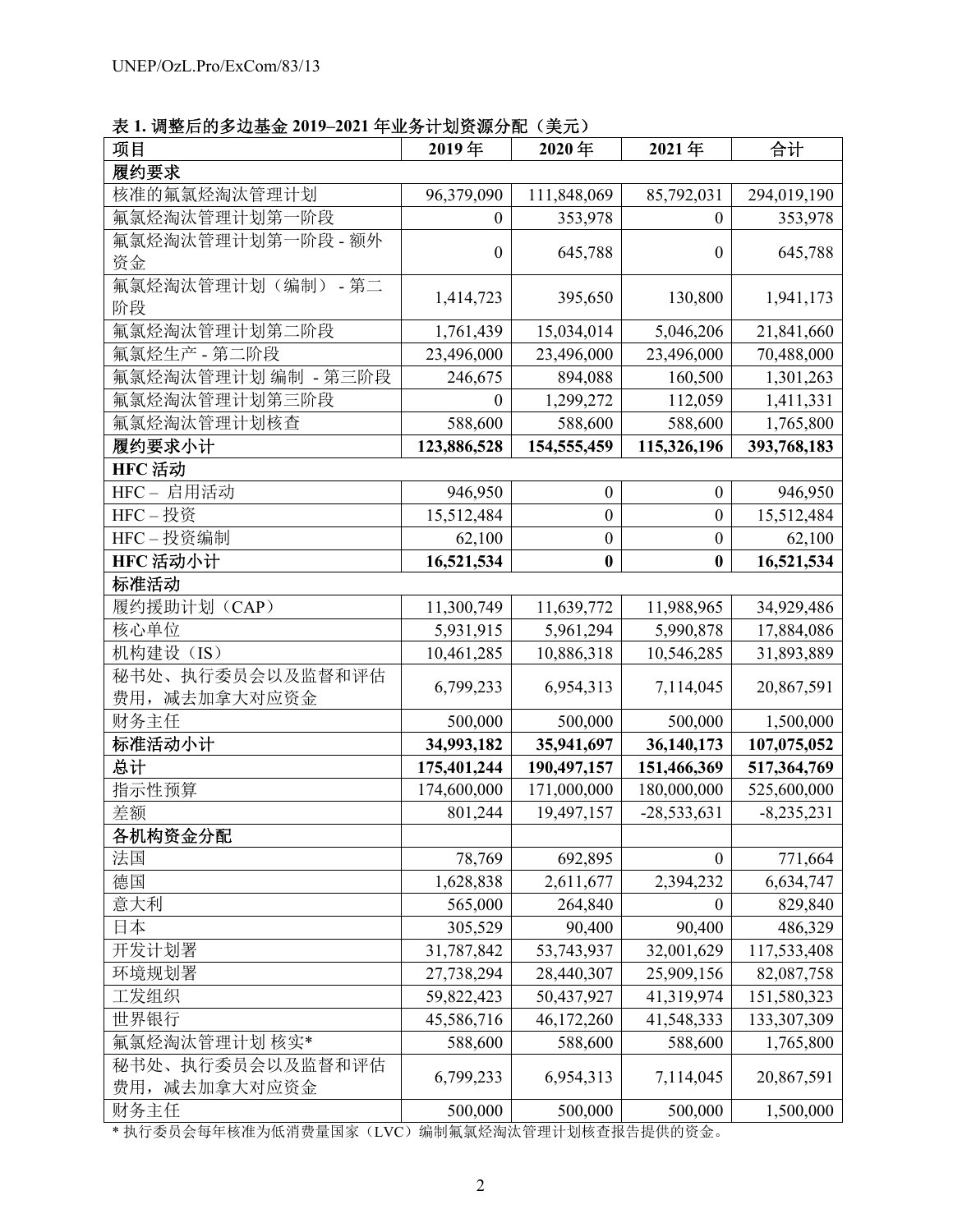**表 1. 调整后的多边基金 2019–2021 年业务计划资源分配（美元）**

| 项目 | 2019 年 | 2020 年 | 2021 年 | 合计 |
|---|---|---|---|---|
| **履约要求** | | | | |
| 核准的氟氯烃淘汰管理计划 | 96,379,090 | 111,848,069 | 85,792,031 | 294,019,190 |
| 氟氯烃淘汰管理计划第一阶段 | 0 | 353,978 | 0 | 353,978 |
| 氟氯烃淘汰管理计划第一阶段 - 额外资金 | 0 | 645,788 | 0 | 645,788 |
| 氟氯烃淘汰管理计划（编制） - 第二阶段 | 1,414,723 | 395,650 | 130,800 | 1,941,173 |
| 氟氯烃淘汰管理计划第二阶段 | 1,761,439 | 15,034,014 | 5,046,206 | 21,841,660 |
| 氟氯烃生产 - 第二阶段 | 23,496,000 | 23,496,000 | 23,496,000 | 70,488,000 |
| 氟氯烃淘汰管理计划 编制 - 第三阶段 | 246,675 | 894,088 | 160,500 | 1,301,263 |
| 氟氯烃淘汰管理计划第三阶段 | 0 | 1,299,272 | 112,059 | 1,411,331 |
| 氟氯烃淘汰管理计划核查 | 588,600 | 588,600 | 588,600 | 1,765,800 |
| **履约要求小计** | **123,886,528** | **154,555,459** | **115,326,196** | **393,768,183** |
| **HFC 活动** | | | | |
| HFC – 启用活动 | 946,950 | 0 | 0 | 946,950 |
| HFC – 投资 | 15,512,484 | 0 | 0 | 15,512,484 |
| HFC – 投资编制 | 62,100 | 0 | 0 | 62,100 |
| **HFC 活动小计** | **16,521,534** | **0** | **0** | **16,521,534** |
| **标准活动** | | | | |
| 履约援助计划（CAP） | 11,300,749 | 11,639,772 | 11,988,965 | 34,929,486 |
| 核心单位 | 5,931,915 | 5,961,294 | 5,990,878 | 17,884,086 |
| 机构建设（IS） | 10,461,285 | 10,886,318 | 10,546,285 | 31,893,889 |
| 秘书处、执行委员会以及监督和评估费用，减去加拿大对应资金 | 6,799,233 | 6,954,313 | 7,114,045 | 20,867,591 |
| 财务主任 | 500,000 | 500,000 | 500,000 | 1,500,000 |
| **标准活动小计** | **34,993,182** | **35,941,697** | **36,140,173** | **107,075,052** |
| **总计** | **175,401,244** | **190,497,157** | **151,466,369** | **517,364,769** |
| 指示性预算 | 174,600,000 | 171,000,000 | 180,000,000 | 525,600,000 |
| 差额 | 801,244 | 19,497,157 | -28,533,631 | -8,235,231 |
| **各机构资金分配** | | | | |
| 法国 | 78,769 | 692,895 | 0 | 771,664 |
| 德国 | 1,628,838 | 2,611,677 | 2,394,232 | 6,634,747 |
| 意大利 | 565,000 | 264,840 | 0 | 829,840 |
| 日本 | 305,529 | 90,400 | 90,400 | 486,329 |
| 开发计划署 | 31,787,842 | 53,743,937 | 32,001,629 | 117,533,408 |
| 环境规划署 | 27,738,294 | 28,440,307 | 25,909,156 | 82,087,758 |
| 工发组织 | 59,822,423 | 50,437,927 | 41,319,974 | 151,580,323 |
| 世界银行 | 45,586,716 | 46,172,260 | 41,548,333 | 133,307,309 |
| 氟氯烃淘汰管理计划 核实* | 588,600 | 588,600 | 588,600 | 1,765,800 |
| 秘书处、执行委员会以及监督和评估费用，减去加拿大对应资金 | 6,799,233 | 6,954,313 | 7,114,045 | 20,867,591 |
| 财务主任 | 500,000 | 500,000 | 500,000 | 1,500,000 |

\* 执行委员会每年核准为低消费量国家（LVC）编制氟氯烃淘汰管理计划核查报告提供的资金。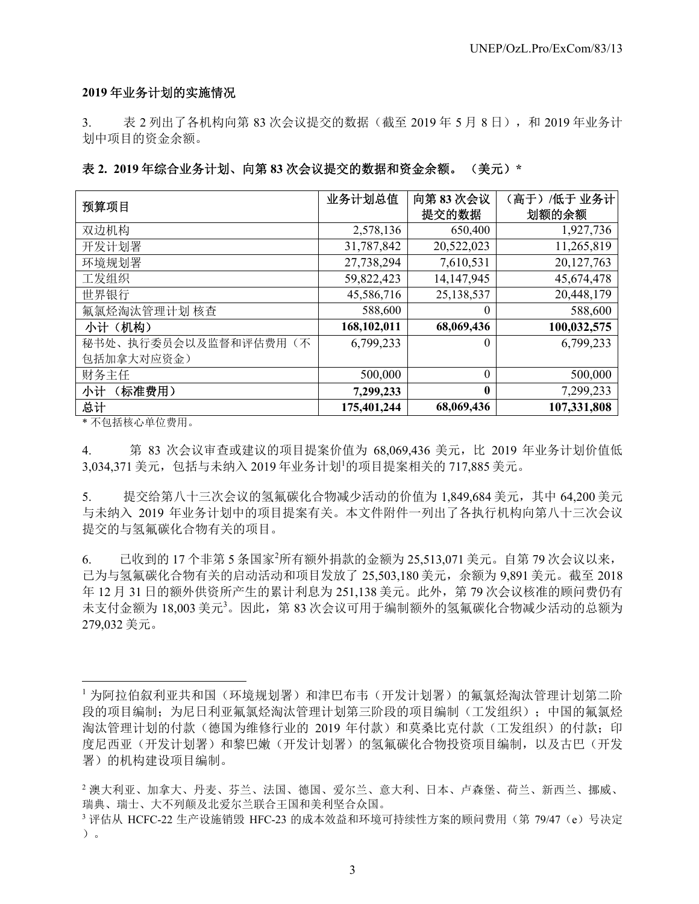**2019 年业务计划的实施情况**

3. 表 2 列出了各机构向第 83 次会议提交的数据（截至 2019 年 5 月 8 日），和 2019 年业务计划中项目的资金余额。

**表 2. 2019 年综合业务计划、向第 83 次会议提交的数据和资金余额。（美元）***

| 预算项目 | 业务计划总值 | 向第 83 次会议提交的数据 | （高于）/低于 业务计划额的余额 |
|---|---|---|---|
| 双边机构 | 2,578,136 | 650,400 | 1,927,736 |
| 开发计划署 | 31,787,842 | 20,522,023 | 11,265,819 |
| 环境规划署 | 27,738,294 | 7,610,531 | 20,127,763 |
| 工发组织 | 59,822,423 | 14,147,945 | 45,674,478 |
| 世界银行 | 45,586,716 | 25,138,537 | 20,448,179 |
| 氟氯烃淘汰管理计划 核查 | 588,600 | 0 | 588,600 |
| **小计（机构）** | **168,102,011** | **68,069,436** | **100,032,575** |
| 秘书处、执行委员会以及监督和评估费用（不包括加拿大对应资金） | 6,799,233 | 0 | 6,799,233 |
| 财务主任 | 500,000 | 0 | 500,000 |
| **小计 （标准费用）** | **7,299,233** | **0** | 7,299,233 |
| **总计** | **175,401,244** | **68,069,436** | **107,331,808** |

* 不包括核心单位费用。

4. 第 83 次会议审查或建议的项目提案价值为 68,069,436 美元，比 2019 年业务计划价值低 3,034,371 美元，包括与未纳入 2019 年业务计划[1]的项目提案相关的 717,885 美元。

5. 提交给第八十三次会议的氢氟碳化合物减少活动的价值为 1,849,684 美元，其中 64,200 美元与未纳入 2019 年业务计划中的项目提案有关。本文件附件一列出了各执行机构向第八十三次会议提交的与氢氟碳化合物有关的项目。

6. 已收到的 17 个非第 5 条国家[2]所有额外捐款的金额为 25,513,071 美元。自第 79 次会议以来，已为与氢氟碳化合物有关的启动活动和项目发放了 25,503,180 美元，余额为 9,891 美元。截至 2018 年 12 月 31 日的额外供资所产生的累计利息为 251,138 美元。此外，第 79 次会议核准的顾问费仍有未支付金额为 18,003 美元[3]。因此，第 83 次会议可用于编制额外的氢氟碳化合物减少活动的总额为 279,032 美元。

---

[1] 为阿拉伯叙利亚共和国（环境规划署）和津巴布韦（开发计划署）的氟氯烃淘汰管理计划第二阶段的项目编制；为尼日利亚氟氯烃淘汰管理计划第三阶段的项目编制（工发组织）；中国的氟氯烃淘汰管理计划的付款（德国为维修行业的 2019 年付款）和莫桑比克付款（工发组织）的付款；印度尼西亚（开发计划署）和黎巴嫩（开发计划署）的氢氟碳化合物投资项目编制，以及古巴（开发署）的机构建设项目编制。

[2] 澳大利亚、加拿大、丹麦、芬兰、法国、德国、爱尔兰、意大利、日本、卢森堡、荷兰、新西兰、挪威、瑞典、瑞士、大不列颠及北爱尔兰联合王国和美利坚合众国。

[3] 评估从 HCFC-22 生产设施销毁 HFC-23 的成本效益和环境可持续性方案的顾问费用（第 79/47（e）号决定）。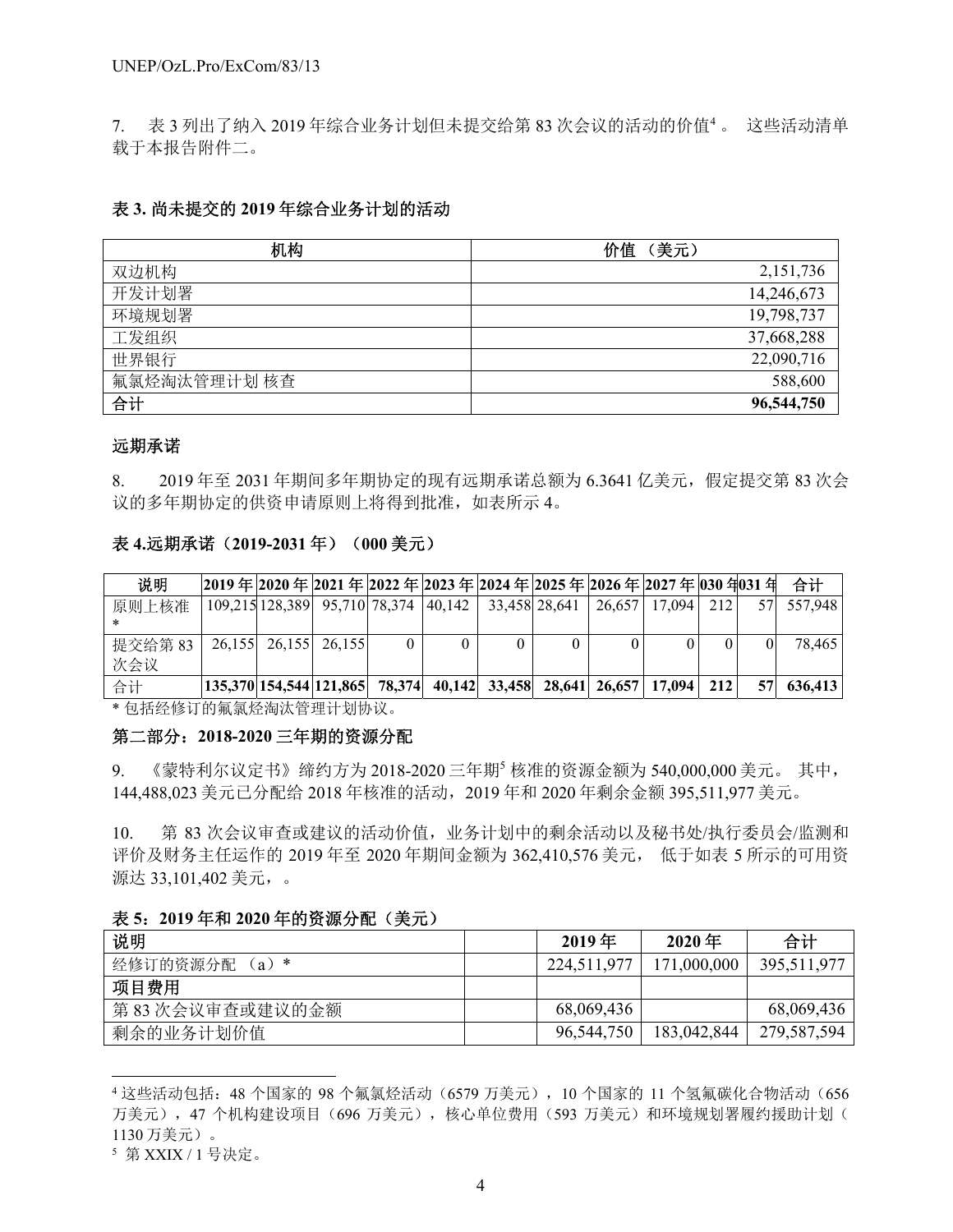7. 表 3 列出了纳入 2019 年综合业务计划但未提交给第 83 次会议的活动的价值[4]。 这些活动清单载于本报告附件二。

**表 3. 尚未提交的 2019 年综合业务计划的活动**

| 机构 | 价值 （美元） |
|---|---|
| 双边机构 | 2,151,736 |
| 开发计划署 | 14,246,673 |
| 环境规划署 | 19,798,737 |
| 工发组织 | 37,668,288 |
| 世界银行 | 22,090,716 |
| 氟氯烃淘汰管理计划 核查 | 588,600 |
| **合计** | **96,544,750** |

**远期承诺**

8. 2019 年至 2031 年期间多年期协定的现有远期承诺总额为 6.3641 亿美元，假定提交第 83 次会议的多年期协定的供资申请原则上将得到批准，如表所示 4。

**表 4.远期承诺（2019-2031 年）（000 美元）**

| 说明 | 2019 年 | 2020 年 | 2021 年 | 2022 年 | 2023 年 | 2024 年 | 2025 年 | 2026 年 | 2027 年 | 2030 年 | 2031 年 | 合计 |
|---|---|---|---|---|---|---|---|---|---|---|---|---|
| 原则上核准* | 109,215 | 128,389 | 95,710 | 78,374 | 40,142 | 33,458 | 28,641 | 26,657 | 17,094 | 212 | 57 | 557,948 |
| 提交给第 83 次会议 | 26,155 | 26,155 | 26,155 | 0 | 0 | 0 | 0 | 0 | 0 | 0 | 0 | 78,465 |
| 合计 | **135,370** | **154,544** | **121,865** | **78,374** | **40,142** | **33,458** | **28,641** | **26,657** | **17,094** | **212** | **57** | **636,413** |

\* 包括经修订的氟氯烃淘汰管理计划协议。

**第二部分：2018-2020 三年期的资源分配**

9. 《蒙特利尔议定书》缔约方为 2018-2020 三年期[5] 核准的资源金额为 540,000,000 美元。 其中，144,488,023 美元已分配给 2018 年核准的活动，2019 年和 2020 年剩余金额 395,511,977 美元。

10. 第 83 次会议审查或建议的活动价值，业务计划中的剩余活动以及秘书处/执行委员会/监测和评价及财务主任运作的 2019 年至 2020 年期间金额为 362,410,576 美元， 低于如表 5 所示的可用资源达 33,101,402 美元，。

**表 5：2019 年和 2020 年的资源分配（美元）**

| 说明 | | 2019 年 | 2020 年 | 合计 |
|---|---|---|---|---|
| 经修订的资源分配 （a）* | | 224,511,977 | 171,000,000 | 395,511,977 |
| **项目费用** | | | | |
| 第 83 次会议审查或建议的金额 | | 68,069,436 | | 68,069,436 |
| 剩余的业务计划价值 | | 96,544,750 | 183,042,844 | 279,587,594 |

[4] 这些活动包括：48 个国家的 98 个氟氯烃活动（6579 万美元），10 个国家的 11 个氢氟碳化合物活动（656 万美元），47 个机构建设项目（696 万美元），核心单位费用（593 万美元）和环境规划署履约援助计划（1130 万美元）。

[5] 第 XXIX / 1 号决定。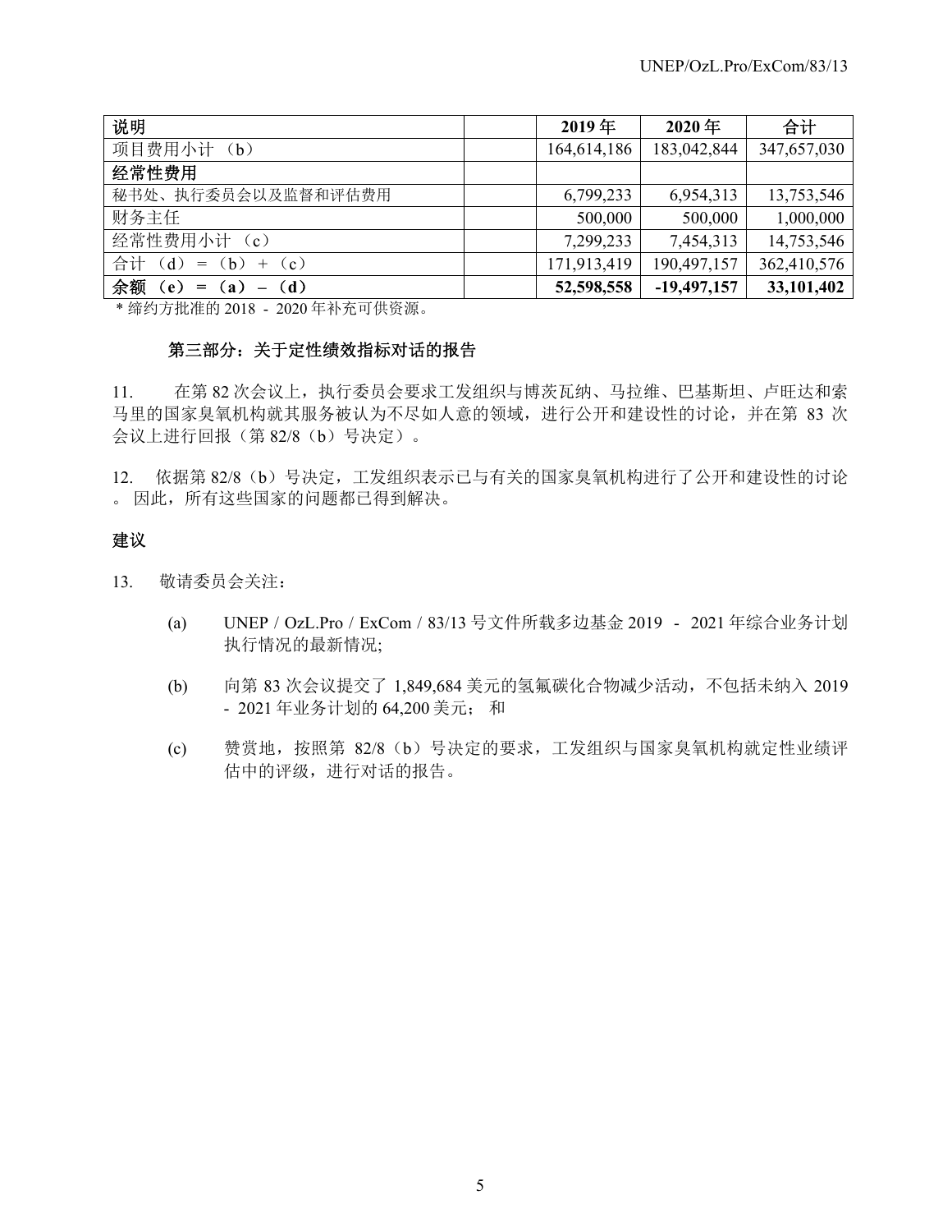| 说明 | | 2019 年 | 2020 年 | 合计 |
|---|---|---|---|---|
| 项目费用小计 （b） | | 164,614,186 | 183,042,844 | 347,657,030 |
| **经常性费用** | | | | |
| 秘书处、执行委员会以及监督和评估费用 | | 6,799,233 | 6,954,313 | 13,753,546 |
| 财务主任 | | 500,000 | 500,000 | 1,000,000 |
| 经常性费用小计 （c） | | 7,299,233 | 7,454,313 | 14,753,546 |
| 合计 （d） = （b） + （c） | | 171,913,419 | 190,497,157 | 362,410,576 |
| **余额 （e） = （a） – （d）** | | **52,598,558** | **-19,497,157** | **33,101,402** |

* 缔约方批准的 2018 - 2020 年补充可供资源。

### 第三部分：关于定性绩效指标对话的报告

11. 在第 82 次会议上，执行委员会要求工发组织与博茨瓦纳、马拉维、巴基斯坦、卢旺达和索马里的国家臭氧机构就其服务被认为不尽如人意的领域，进行公开和建设性的讨论，并在第 83 次会议上进行回报（第 82/8（b）号决定）。

12. 依据第 82/8（b）号决定，工发组织表示已与有关的国家臭氧机构进行了公开和建设性的讨论。因此，所有这些国家的问题都已得到解决。

### 建议

13. 敬请委员会关注：

(a) UNEP / OzL.Pro / ExCom / 83/13 号文件所载多边基金 2019 - 2021 年综合业务计划执行情况的最新情况;

(b) 向第 83 次会议提交了 1,849,684 美元的氢氟碳化合物减少活动，不包括未纳入 2019 - 2021 年业务计划的 64,200 美元； 和

(c) 赞赏地，按照第 82/8（b）号决定的要求，工发组织与国家臭氧机构就定性业绩评估中的评级，进行对话的报告。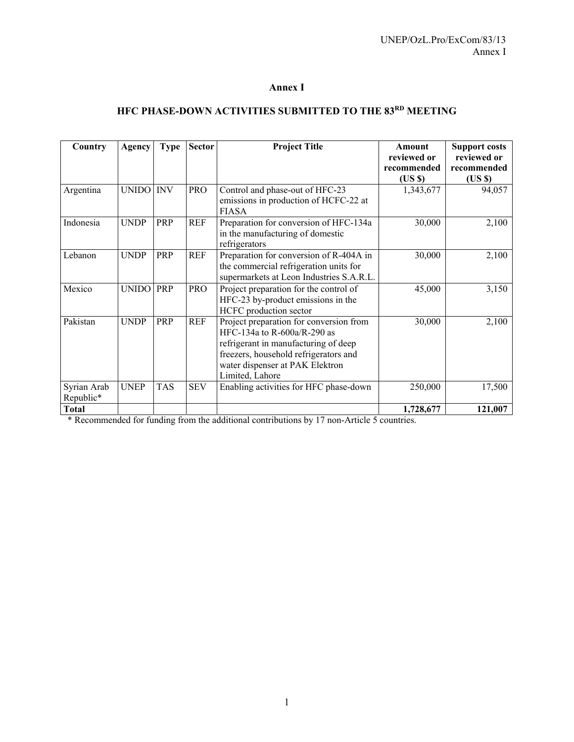# Annex I

## HFC PHASE-DOWN ACTIVITIES SUBMITTED TO THE 83RD MEETING

| Country | Agency | Type | Sector | Project Title | Amount reviewed or recommended (US $) | Support costs reviewed or recommended (US $) |
|---|---|---|---|---|---|---|
| Argentina | UNIDO | INV | PRO | Control and phase-out of HFC-23 emissions in production of HCFC-22 at FIASA | 1,343,677 | 94,057 |
| Indonesia | UNDP | PRP | REF | Preparation for conversion of HFC-134a in the manufacturing of domestic refrigerators | 30,000 | 2,100 |
| Lebanon | UNDP | PRP | REF | Preparation for conversion of R-404A in the commercial refrigeration units for supermarkets at Leon Industries S.A.R.L. | 30,000 | 2,100 |
| Mexico | UNIDO | PRP | PRO | Project preparation for the control of HFC-23 by-product emissions in the HCFC production sector | 45,000 | 3,150 |
| Pakistan | UNDP | PRP | REF | Project preparation for conversion from HFC-134a to R-600a/R-290 as refrigerant in manufacturing of deep freezers, household refrigerators and water dispenser at PAK Elektron Limited, Lahore | 30,000 | 2,100 |
| Syrian Arab Republic* | UNEP | TAS | SEV | Enabling activities for HFC phase-down | 250,000 | 17,500 |
| **Total** | | | | | **1,728,677** | **121,007** |

\* Recommended for funding from the additional contributions by 17 non-Article 5 countries.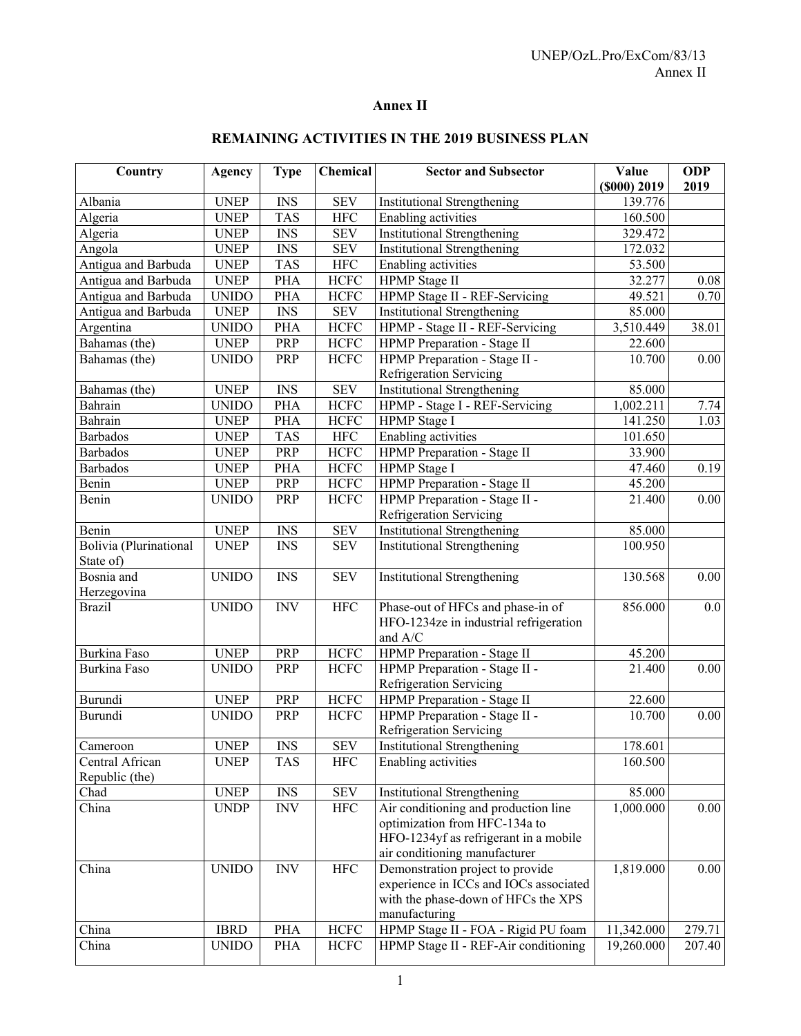# Annex II

## REMAINING ACTIVITIES IN THE 2019 BUSINESS PLAN

| Country | Agency | Type | Chemical | Sector and Subsector | Value ($000) 2019 | ODP 2019 |
|---|---|---|---|---|---|---|
| Albania | UNEP | INS | SEV | Institutional Strengthening | 139.776 | |
| Algeria | UNEP | TAS | HFC | Enabling activities | 160.500 | |
| Algeria | UNEP | INS | SEV | Institutional Strengthening | 329.472 | |
| Angola | UNEP | INS | SEV | Institutional Strengthening | 172.032 | |
| Antigua and Barbuda | UNEP | TAS | HFC | Enabling activities | 53.500 | |
| Antigua and Barbuda | UNEP | PHA | HCFC | HPMP Stage II | 32.277 | 0.08 |
| Antigua and Barbuda | UNIDO | PHA | HCFC | HPMP Stage II - REF-Servicing | 49.521 | 0.70 |
| Antigua and Barbuda | UNEP | INS | SEV | Institutional Strengthening | 85.000 | |
| Argentina | UNIDO | PHA | HCFC | HPMP - Stage II - REF-Servicing | 3,510.449 | 38.01 |
| Bahamas (the) | UNEP | PRP | HCFC | HPMP Preparation - Stage II | 22.600 | |
| Bahamas (the) | UNIDO | PRP | HCFC | HPMP Preparation - Stage II - Refrigeration Servicing | 10.700 | 0.00 |
| Bahamas (the) | UNEP | INS | SEV | Institutional Strengthening | 85.000 | |
| Bahrain | UNIDO | PHA | HCFC | HPMP - Stage I - REF-Servicing | 1,002.211 | 7.74 |
| Bahrain | UNEP | PHA | HCFC | HPMP Stage I | 141.250 | 1.03 |
| Barbados | UNEP | TAS | HFC | Enabling activities | 101.650 | |
| Barbados | UNEP | PRP | HCFC | HPMP Preparation - Stage II | 33.900 | |
| Barbados | UNEP | PHA | HCFC | HPMP Stage I | 47.460 | 0.19 |
| Benin | UNEP | PRP | HCFC | HPMP Preparation - Stage II | 45.200 | |
| Benin | UNIDO | PRP | HCFC | HPMP Preparation - Stage II - Refrigeration Servicing | 21.400 | 0.00 |
| Benin | UNEP | INS | SEV | Institutional Strengthening | 85.000 | |
| Bolivia (Plurinational State of) | UNEP | INS | SEV | Institutional Strengthening | 100.950 | |
| Bosnia and Herzegovina | UNIDO | INS | SEV | Institutional Strengthening | 130.568 | 0.00 |
| Brazil | UNIDO | INV | HFC | Phase-out of HFCs and phase-in of HFO-1234ze in industrial refrigeration and A/C | 856.000 | 0.0 |
| Burkina Faso | UNEP | PRP | HCFC | HPMP Preparation - Stage II | 45.200 | |
| Burkina Faso | UNIDO | PRP | HCFC | HPMP Preparation - Stage II - Refrigeration Servicing | 21.400 | 0.00 |
| Burundi | UNEP | PRP | HCFC | HPMP Preparation - Stage II | 22.600 | |
| Burundi | UNIDO | PRP | HCFC | HPMP Preparation - Stage II - Refrigeration Servicing | 10.700 | 0.00 |
| Cameroon | UNEP | INS | SEV | Institutional Strengthening | 178.601 | |
| Central African Republic (the) | UNEP | TAS | HFC | Enabling activities | 160.500 | |
| Chad | UNEP | INS | SEV | Institutional Strengthening | 85.000 | |
| China | UNDP | INV | HFC | Air conditioning and production line optimization from HFC-134a to HFO-1234yf as refrigerant in a mobile air conditioning manufacturer | 1,000.000 | 0.00 |
| China | UNIDO | INV | HFC | Demonstration project to provide experience in ICCs and IOCs associated with the phase-down of HFCs the XPS manufacturing | 1,819.000 | 0.00 |
| China | IBRD | PHA | HCFC | HPMP Stage II - FOA - Rigid PU foam | 11,342.000 | 279.71 |
| China | UNIDO | PHA | HCFC | HPMP Stage II - REF-Air conditioning | 19,260.000 | 207.40 |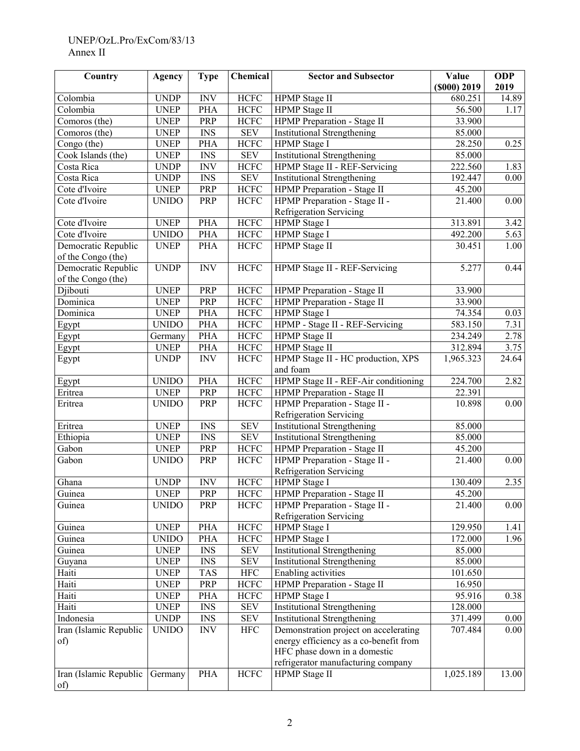| Country | Agency | Type | Chemical | Sector and Subsector | Value ($000) 2019 | ODP 2019 |
|---|---|---|---|---|---|---|
| Colombia | UNDP | INV | HCFC | HPMP Stage II | 680.251 | 14.89 |
| Colombia | UNEP | PHA | HCFC | HPMP Stage II | 56.500 | 1.17 |
| Comoros (the) | UNEP | PRP | HCFC | HPMP Preparation - Stage II | 33.900 | |
| Comoros (the) | UNEP | INS | SEV | Institutional Strengthening | 85.000 | |
| Congo (the) | UNEP | PHA | HCFC | HPMP Stage I | 28.250 | 0.25 |
| Cook Islands (the) | UNEP | INS | SEV | Institutional Strengthening | 85.000 | |
| Costa Rica | UNDP | INV | HCFC | HPMP Stage II - REF-Servicing | 222.560 | 1.83 |
| Costa Rica | UNDP | INS | SEV | Institutional Strengthening | 192.447 | 0.00 |
| Cote d'Ivoire | UNEP | PRP | HCFC | HPMP Preparation - Stage II | 45.200 | |
| Cote d'Ivoire | UNIDO | PRP | HCFC | HPMP Preparation - Stage II - Refrigeration Servicing | 21.400 | 0.00 |
| Cote d'Ivoire | UNEP | PHA | HCFC | HPMP Stage I | 313.891 | 3.42 |
| Cote d'Ivoire | UNIDO | PHA | HCFC | HPMP Stage I | 492.200 | 5.63 |
| Democratic Republic of the Congo (the) | UNEP | PHA | HCFC | HPMP Stage II | 30.451 | 1.00 |
| Democratic Republic of the Congo (the) | UNDP | INV | HCFC | HPMP Stage II - REF-Servicing | 5.277 | 0.44 |
| Djibouti | UNEP | PRP | HCFC | HPMP Preparation - Stage II | 33.900 | |
| Dominica | UNEP | PRP | HCFC | HPMP Preparation - Stage II | 33.900 | |
| Dominica | UNEP | PHA | HCFC | HPMP Stage I | 74.354 | 0.03 |
| Egypt | UNIDO | PHA | HCFC | HPMP - Stage II - REF-Servicing | 583.150 | 7.31 |
| Egypt | Germany | PHA | HCFC | HPMP Stage II | 234.249 | 2.78 |
| Egypt | UNEP | PHA | HCFC | HPMP Stage II | 312.894 | 3.75 |
| Egypt | UNDP | INV | HCFC | HPMP Stage II - HC production, XPS and foam | 1,965.323 | 24.64 |
| Egypt | UNIDO | PHA | HCFC | HPMP Stage II - REF-Air conditioning | 224.700 | 2.82 |
| Eritrea | UNEP | PRP | HCFC | HPMP Preparation - Stage II | 22.391 | |
| Eritrea | UNIDO | PRP | HCFC | HPMP Preparation - Stage II - Refrigeration Servicing | 10.898 | 0.00 |
| Eritrea | UNEP | INS | SEV | Institutional Strengthening | 85.000 | |
| Ethiopia | UNEP | INS | SEV | Institutional Strengthening | 85.000 | |
| Gabon | UNEP | PRP | HCFC | HPMP Preparation - Stage II | 45.200 | |
| Gabon | UNIDO | PRP | HCFC | HPMP Preparation - Stage II - Refrigeration Servicing | 21.400 | 0.00 |
| Ghana | UNDP | INV | HCFC | HPMP Stage I | 130.409 | 2.35 |
| Guinea | UNEP | PRP | HCFC | HPMP Preparation - Stage II | 45.200 | |
| Guinea | UNIDO | PRP | HCFC | HPMP Preparation - Stage II - Refrigeration Servicing | 21.400 | 0.00 |
| Guinea | UNEP | PHA | HCFC | HPMP Stage I | 129.950 | 1.41 |
| Guinea | UNIDO | PHA | HCFC | HPMP Stage I | 172.000 | 1.96 |
| Guinea | UNEP | INS | SEV | Institutional Strengthening | 85.000 | |
| Guyana | UNEP | INS | SEV | Institutional Strengthening | 85.000 | |
| Haiti | UNEP | TAS | HFC | Enabling activities | 101.650 | |
| Haiti | UNEP | PRP | HCFC | HPMP Preparation - Stage II | 16.950 | |
| Haiti | UNEP | PHA | HCFC | HPMP Stage I | 95.916 | 0.38 |
| Haiti | UNEP | INS | SEV | Institutional Strengthening | 128.000 | |
| Indonesia | UNDP | INS | SEV | Institutional Strengthening | 371.499 | 0.00 |
| Iran (Islamic Republic of) | UNIDO | INV | HFC | Demonstration project on accelerating energy efficiency as a co-benefit from HFC phase down in a domestic refrigerator manufacturing company | 707.484 | 0.00 |
| Iran (Islamic Republic of) | Germany | PHA | HCFC | HPMP Stage II | 1,025.189 | 13.00 |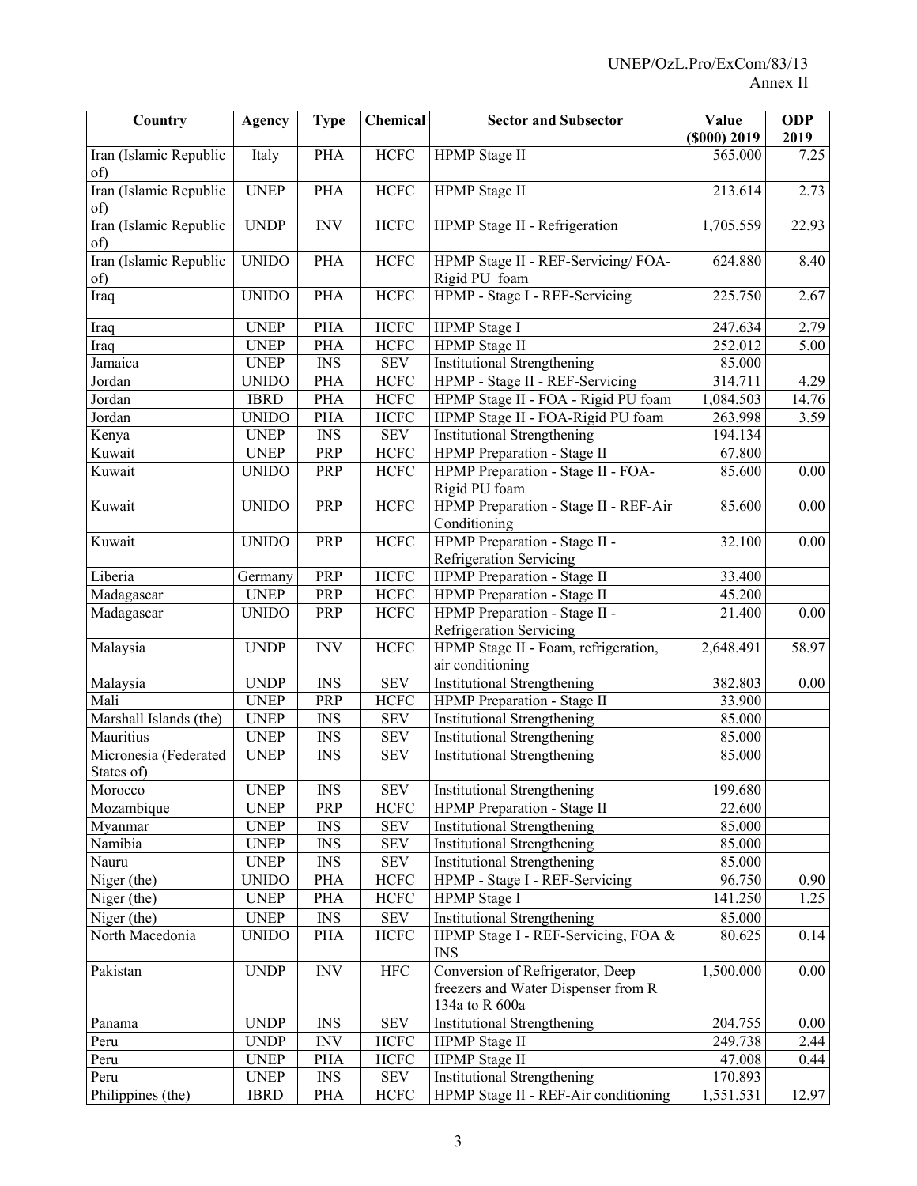| Country | Agency | Type | Chemical | Sector and Subsector | Value ($000) 2019 | ODP 2019 |
|---|---|---|---|---|---|---|
| Iran (Islamic Republic of) | Italy | PHA | HCFC | HPMP Stage II | 565.000 | 7.25 |
| Iran (Islamic Republic of) | UNEP | PHA | HCFC | HPMP Stage II | 213.614 | 2.73 |
| Iran (Islamic Republic of) | UNDP | INV | HCFC | HPMP Stage II - Refrigeration | 1,705.559 | 22.93 |
| Iran (Islamic Republic of) | UNIDO | PHA | HCFC | HPMP Stage II - REF-Servicing/ FOA-Rigid PU foam | 624.880 | 8.40 |
| Iraq | UNIDO | PHA | HCFC | HPMP - Stage I - REF-Servicing | 225.750 | 2.67 |
| Iraq | UNEP | PHA | HCFC | HPMP Stage I | 247.634 | 2.79 |
| Iraq | UNEP | PHA | HCFC | HPMP Stage II | 252.012 | 5.00 |
| Jamaica | UNEP | INS | SEV | Institutional Strengthening | 85.000 | |
| Jordan | UNIDO | PHA | HCFC | HPMP - Stage II - REF-Servicing | 314.711 | 4.29 |
| Jordan | IBRD | PHA | HCFC | HPMP Stage II - FOA - Rigid PU foam | 1,084.503 | 14.76 |
| Jordan | UNIDO | PHA | HCFC | HPMP Stage II - FOA-Rigid PU foam | 263.998 | 3.59 |
| Kenya | UNEP | INS | SEV | Institutional Strengthening | 194.134 | |
| Kuwait | UNEP | PRP | HCFC | HPMP Preparation - Stage II | 67.800 | |
| Kuwait | UNIDO | PRP | HCFC | HPMP Preparation - Stage II - FOA-Rigid PU foam | 85.600 | 0.00 |
| Kuwait | UNIDO | PRP | HCFC | HPMP Preparation - Stage II - REF-Air Conditioning | 85.600 | 0.00 |
| Kuwait | UNIDO | PRP | HCFC | HPMP Preparation - Stage II - Refrigeration Servicing | 32.100 | 0.00 |
| Liberia | Germany | PRP | HCFC | HPMP Preparation - Stage II | 33.400 | |
| Madagascar | UNEP | PRP | HCFC | HPMP Preparation - Stage II | 45.200 | |
| Madagascar | UNIDO | PRP | HCFC | HPMP Preparation - Stage II - Refrigeration Servicing | 21.400 | 0.00 |
| Malaysia | UNDP | INV | HCFC | HPMP Stage II - Foam, refrigeration, air conditioning | 2,648.491 | 58.97 |
| Malaysia | UNDP | INS | SEV | Institutional Strengthening | 382.803 | 0.00 |
| Mali | UNEP | PRP | HCFC | HPMP Preparation - Stage II | 33.900 | |
| Marshall Islands (the) | UNEP | INS | SEV | Institutional Strengthening | 85.000 | |
| Mauritius | UNEP | INS | SEV | Institutional Strengthening | 85.000 | |
| Micronesia (Federated States of) | UNEP | INS | SEV | Institutional Strengthening | 85.000 | |
| Morocco | UNEP | INS | SEV | Institutional Strengthening | 199.680 | |
| Mozambique | UNEP | PRP | HCFC | HPMP Preparation - Stage II | 22.600 | |
| Myanmar | UNEP | INS | SEV | Institutional Strengthening | 85.000 | |
| Namibia | UNEP | INS | SEV | Institutional Strengthening | 85.000 | |
| Nauru | UNEP | INS | SEV | Institutional Strengthening | 85.000 | |
| Niger (the) | UNIDO | PHA | HCFC | HPMP - Stage I - REF-Servicing | 96.750 | 0.90 |
| Niger (the) | UNEP | PHA | HCFC | HPMP Stage I | 141.250 | 1.25 |
| Niger (the) | UNEP | INS | SEV | Institutional Strengthening | 85.000 | |
| North Macedonia | UNIDO | PHA | HCFC | HPMP Stage I - REF-Servicing, FOA & INS | 80.625 | 0.14 |
| Pakistan | UNDP | INV | HFC | Conversion of Refrigerator, Deep freezers and Water Dispenser from R 134a to R 600a | 1,500.000 | 0.00 |
| Panama | UNDP | INS | SEV | Institutional Strengthening | 204.755 | 0.00 |
| Peru | UNDP | INV | HCFC | HPMP Stage II | 249.738 | 2.44 |
| Peru | UNEP | PHA | HCFC | HPMP Stage II | 47.008 | 0.44 |
| Peru | UNEP | INS | SEV | Institutional Strengthening | 170.893 | |
| Philippines (the) | IBRD | PHA | HCFC | HPMP Stage II - REF-Air conditioning | 1,551.531 | 12.97 |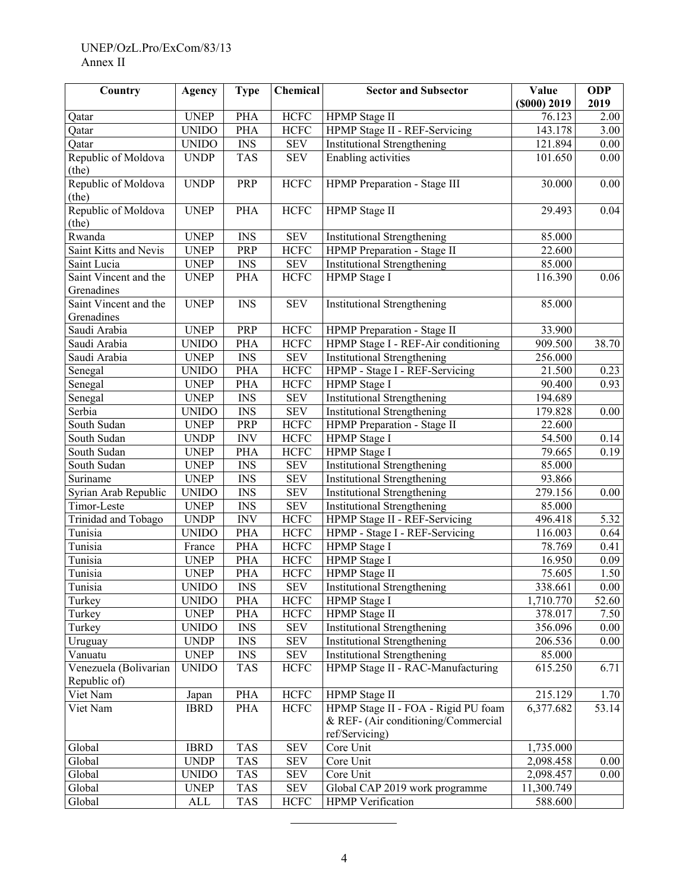| Country | Agency | Type | Chemical | Sector and Subsector | Value ($000) 2019 | ODP 2019 |
|---|---|---|---|---|---|---|
| Qatar | UNEP | PHA | HCFC | HPMP Stage II | 76.123 | 2.00 |
| Qatar | UNIDO | PHA | HCFC | HPMP Stage II - REF-Servicing | 143.178 | 3.00 |
| Qatar | UNIDO | INS | SEV | Institutional Strengthening | 121.894 | 0.00 |
| Republic of Moldova (the) | UNDP | TAS | SEV | Enabling activities | 101.650 | 0.00 |
| Republic of Moldova (the) | UNDP | PRP | HCFC | HPMP Preparation - Stage III | 30.000 | 0.00 |
| Republic of Moldova (the) | UNEP | PHA | HCFC | HPMP Stage II | 29.493 | 0.04 |
| Rwanda | UNEP | INS | SEV | Institutional Strengthening | 85.000 | |
| Saint Kitts and Nevis | UNEP | PRP | HCFC | HPMP Preparation - Stage II | 22.600 | |
| Saint Lucia | UNEP | INS | SEV | Institutional Strengthening | 85.000 | |
| Saint Vincent and the Grenadines | UNEP | PHA | HCFC | HPMP Stage I | 116.390 | 0.06 |
| Saint Vincent and the Grenadines | UNEP | INS | SEV | Institutional Strengthening | 85.000 | |
| Saudi Arabia | UNEP | PRP | HCFC | HPMP Preparation - Stage II | 33.900 | |
| Saudi Arabia | UNIDO | PHA | HCFC | HPMP Stage I - REF-Air conditioning | 909.500 | 38.70 |
| Saudi Arabia | UNEP | INS | SEV | Institutional Strengthening | 256.000 | |
| Senegal | UNIDO | PHA | HCFC | HPMP - Stage I - REF-Servicing | 21.500 | 0.23 |
| Senegal | UNEP | PHA | HCFC | HPMP Stage I | 90.400 | 0.93 |
| Senegal | UNEP | INS | SEV | Institutional Strengthening | 194.689 | |
| Serbia | UNIDO | INS | SEV | Institutional Strengthening | 179.828 | 0.00 |
| South Sudan | UNEP | PRP | HCFC | HPMP Preparation - Stage II | 22.600 | |
| South Sudan | UNDP | INV | HCFC | HPMP Stage I | 54.500 | 0.14 |
| South Sudan | UNEP | PHA | HCFC | HPMP Stage I | 79.665 | 0.19 |
| South Sudan | UNEP | INS | SEV | Institutional Strengthening | 85.000 | |
| Suriname | UNEP | INS | SEV | Institutional Strengthening | 93.866 | |
| Syrian Arab Republic | UNIDO | INS | SEV | Institutional Strengthening | 279.156 | 0.00 |
| Timor-Leste | UNEP | INS | SEV | Institutional Strengthening | 85.000 | |
| Trinidad and Tobago | UNDP | INV | HCFC | HPMP Stage II - REF-Servicing | 496.418 | 5.32 |
| Tunisia | UNIDO | PHA | HCFC | HPMP - Stage I - REF-Servicing | 116.003 | 0.64 |
| Tunisia | France | PHA | HCFC | HPMP Stage I | 78.769 | 0.41 |
| Tunisia | UNEP | PHA | HCFC | HPMP Stage I | 16.950 | 0.09 |
| Tunisia | UNEP | PHA | HCFC | HPMP Stage II | 75.605 | 1.50 |
| Tunisia | UNIDO | INS | SEV | Institutional Strengthening | 338.661 | 0.00 |
| Turkey | UNIDO | PHA | HCFC | HPMP Stage I | 1,710.770 | 52.60 |
| Turkey | UNEP | PHA | HCFC | HPMP Stage II | 378.017 | 7.50 |
| Turkey | UNIDO | INS | SEV | Institutional Strengthening | 356.096 | 0.00 |
| Uruguay | UNDP | INS | SEV | Institutional Strengthening | 206.536 | 0.00 |
| Vanuatu | UNEP | INS | SEV | Institutional Strengthening | 85.000 | |
| Venezuela (Bolivarian Republic of) | UNIDO | TAS | HCFC | HPMP Stage II - RAC-Manufacturing | 615.250 | 6.71 |
| Viet Nam | Japan | PHA | HCFC | HPMP Stage II | 215.129 | 1.70 |
| Viet Nam | IBRD | PHA | HCFC | HPMP Stage II - FOA - Rigid PU foam & REF- (Air conditioning/Commercial ref/Servicing) | 6,377.682 | 53.14 |
| Global | IBRD | TAS | SEV | Core Unit | 1,735.000 | |
| Global | UNDP | TAS | SEV | Core Unit | 2,098.458 | 0.00 |
| Global | UNIDO | TAS | SEV | Core Unit | 2,098.457 | 0.00 |
| Global | UNEP | TAS | SEV | Global CAP 2019 work programme | 11,300.749 | |
| Global | ALL | TAS | HCFC | HPMP Verification | 588.600 | |